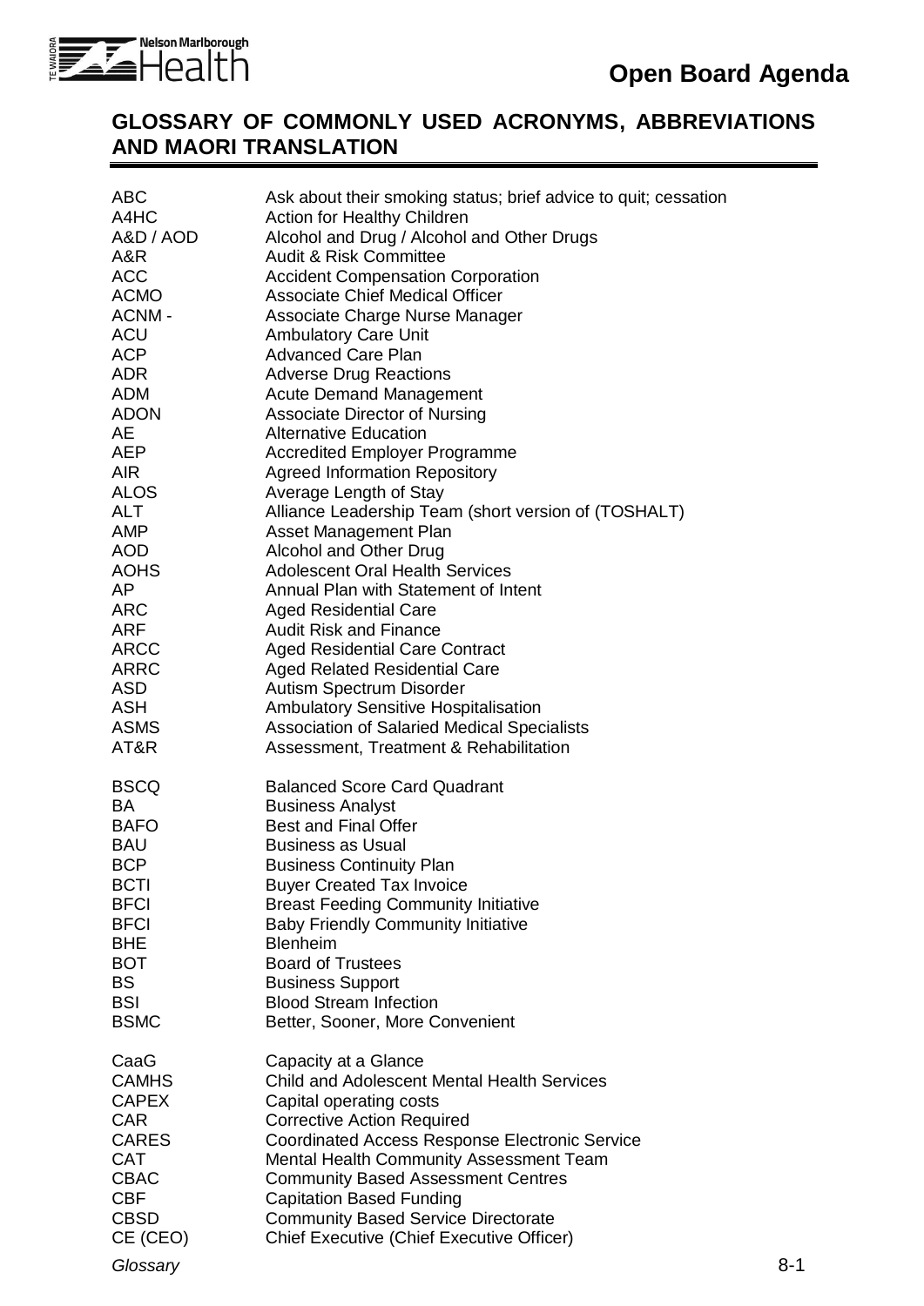# GLOSSARY OF COMMONLY USED ACRONYMS, ABBREVIATIONS AND MAORI TRANSLATION

| | |
|---|---|
| ABC | Ask about their smoking status; brief advice to quit; cessation |
| A4HC | Action for Healthy Children |
| A&D / AOD | Alcohol and Drug / Alcohol and Other Drugs |
| A&R | Audit & Risk Committee |
| ACC | Accident Compensation Corporation |
| ACMO | Associate Chief Medical Officer |
| ACNM - | Associate Charge Nurse Manager |
| ACU | Ambulatory Care Unit |
| ACP | Advanced Care Plan |
| ADR | Adverse Drug Reactions |
| ADM | Acute Demand Management |
| ADON | Associate Director of Nursing |
| AE | Alternative Education |
| AEP | Accredited Employer Programme |
| AIR | Agreed Information Repository |
| ALOS | Average Length of Stay |
| ALT | Alliance Leadership Team (short version of (TOSHALT) |
| AMP | Asset Management Plan |
| AOD | Alcohol and Other Drug |
| AOHS | Adolescent Oral Health Services |
| AP | Annual Plan with Statement of Intent |
| ARC | Aged Residential Care |
| ARF | Audit Risk and Finance |
| ARCC | Aged Residential Care Contract |
| ARRC | Aged Related Residential Care |
| ASD | Autism Spectrum Disorder |
| ASH | Ambulatory Sensitive Hospitalisation |
| ASMS | Association of Salaried Medical Specialists |
| AT&R | Assessment, Treatment & Rehabilitation |
| BSCQ | Balanced Score Card Quadrant |
| BA | Business Analyst |
| BAFO | Best and Final Offer |
| BAU | Business as Usual |
| BCP | Business Continuity Plan |
| BCTI | Buyer Created Tax Invoice |
| BFCI | Breast Feeding Community Initiative |
| BFCI | Baby Friendly Community Initiative |
| BHE | Blenheim |
| BOT | Board of Trustees |
| BS | Business Support |
| BSI | Blood Stream Infection |
| BSMC | Better, Sooner, More Convenient |
| CaaG | Capacity at a Glance |
| CAMHS | Child and Adolescent Mental Health Services |
| CAPEX | Capital operating costs |
| CAR | Corrective Action Required |
| CARES | Coordinated Access Response Electronic Service |
| CAT | Mental Health Community Assessment Team |
| CBAC | Community Based Assessment Centres |
| CBF | Capitation Based Funding |
| CBSD | Community Based Service Directorate |
| CE (CEO) | Chief Executive (Chief Executive Officer) |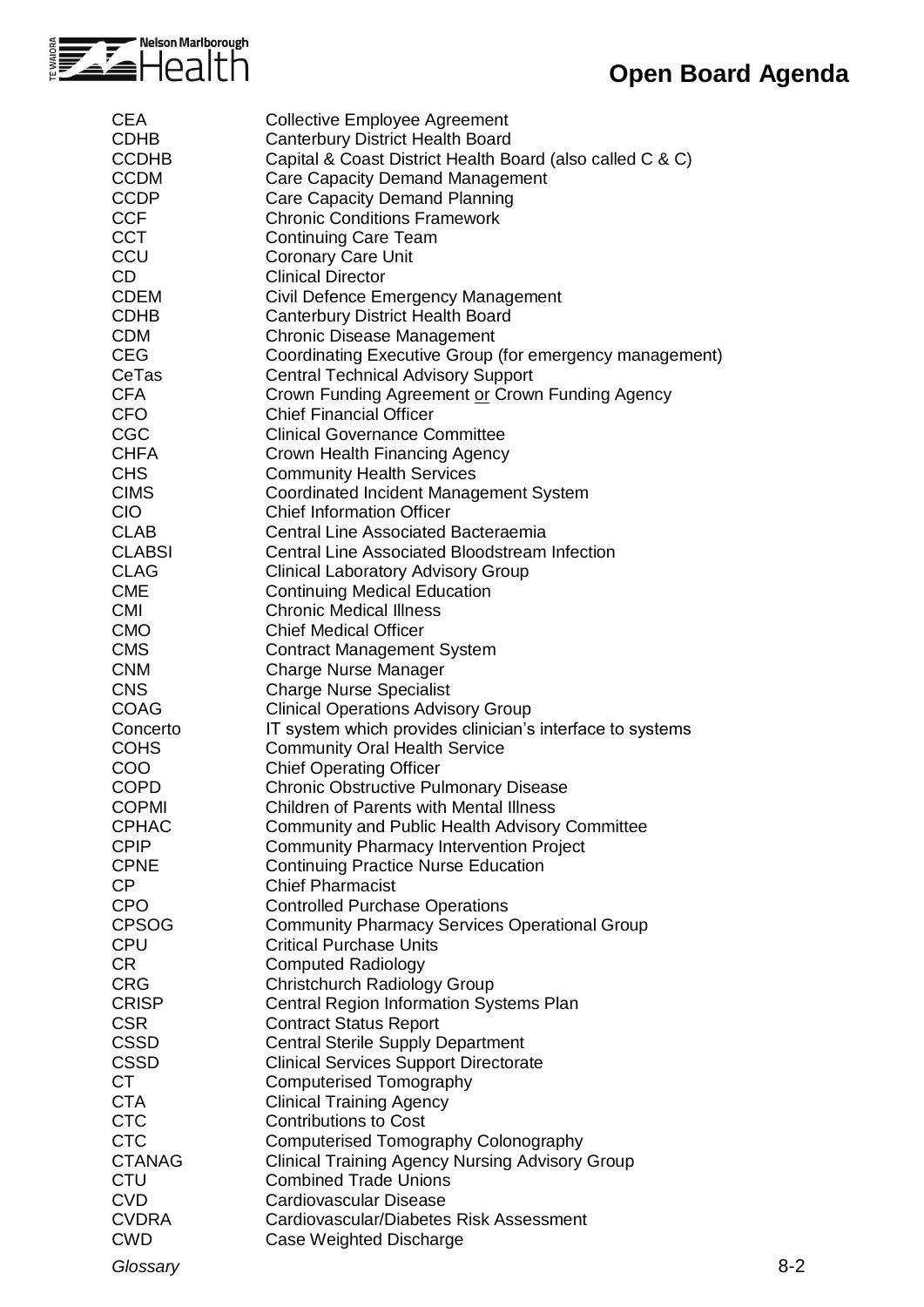| | |
|---|---|
| CEA | Collective Employee Agreement |
| CDHB | Canterbury District Health Board |
| CCDHB | Capital & Coast District Health Board (also called C & C) |
| CCDM | Care Capacity Demand Management |
| CCDP | Care Capacity Demand Planning |
| CCF | Chronic Conditions Framework |
| CCT | Continuing Care Team |
| CCU | Coronary Care Unit |
| CD | Clinical Director |
| CDEM | Civil Defence Emergency Management |
| CDHB | Canterbury District Health Board |
| CDM | Chronic Disease Management |
| CEG | Coordinating Executive Group (for emergency management) |
| CeTas | Central Technical Advisory Support |
| CFA | Crown Funding Agreement or Crown Funding Agency |
| CFO | Chief Financial Officer |
| CGC | Clinical Governance Committee |
| CHFA | Crown Health Financing Agency |
| CHS | Community Health Services |
| CIMS | Coordinated Incident Management System |
| CIO | Chief Information Officer |
| CLAB | Central Line Associated Bacteraemia |
| CLABSI | Central Line Associated Bloodstream Infection |
| CLAG | Clinical Laboratory Advisory Group |
| CME | Continuing Medical Education |
| CMI | Chronic Medical Illness |
| CMO | Chief Medical Officer |
| CMS | Contract Management System |
| CNM | Charge Nurse Manager |
| CNS | Charge Nurse Specialist |
| COAG | Clinical Operations Advisory Group |
| Concerto | IT system which provides clinician's interface to systems |
| COHS | Community Oral Health Service |
| COO | Chief Operating Officer |
| COPD | Chronic Obstructive Pulmonary Disease |
| COPMI | Children of Parents with Mental Illness |
| CPHAC | Community and Public Health Advisory Committee |
| CPIP | Community Pharmacy Intervention Project |
| CPNE | Continuing Practice Nurse Education |
| CP | Chief Pharmacist |
| CPO | Controlled Purchase Operations |
| CPSOG | Community Pharmacy Services Operational Group |
| CPU | Critical Purchase Units |
| CR | Computed Radiology |
| CRG | Christchurch Radiology Group |
| CRISP | Central Region Information Systems Plan |
| CSR | Contract Status Report |
| CSSD | Central Sterile Supply Department |
| CSSD | Clinical Services Support Directorate |
| CT | Computerised Tomography |
| CTA | Clinical Training Agency |
| CTC | Contributions to Cost |
| CTC | Computerised Tomography Colonography |
| CTANAG | Clinical Training Agency Nursing Advisory Group |
| CTU | Combined Trade Unions |
| CVD | Cardiovascular Disease |
| CVDRA | Cardiovascular/Diabetes Risk Assessment |
| CWD | Case Weighted Discharge |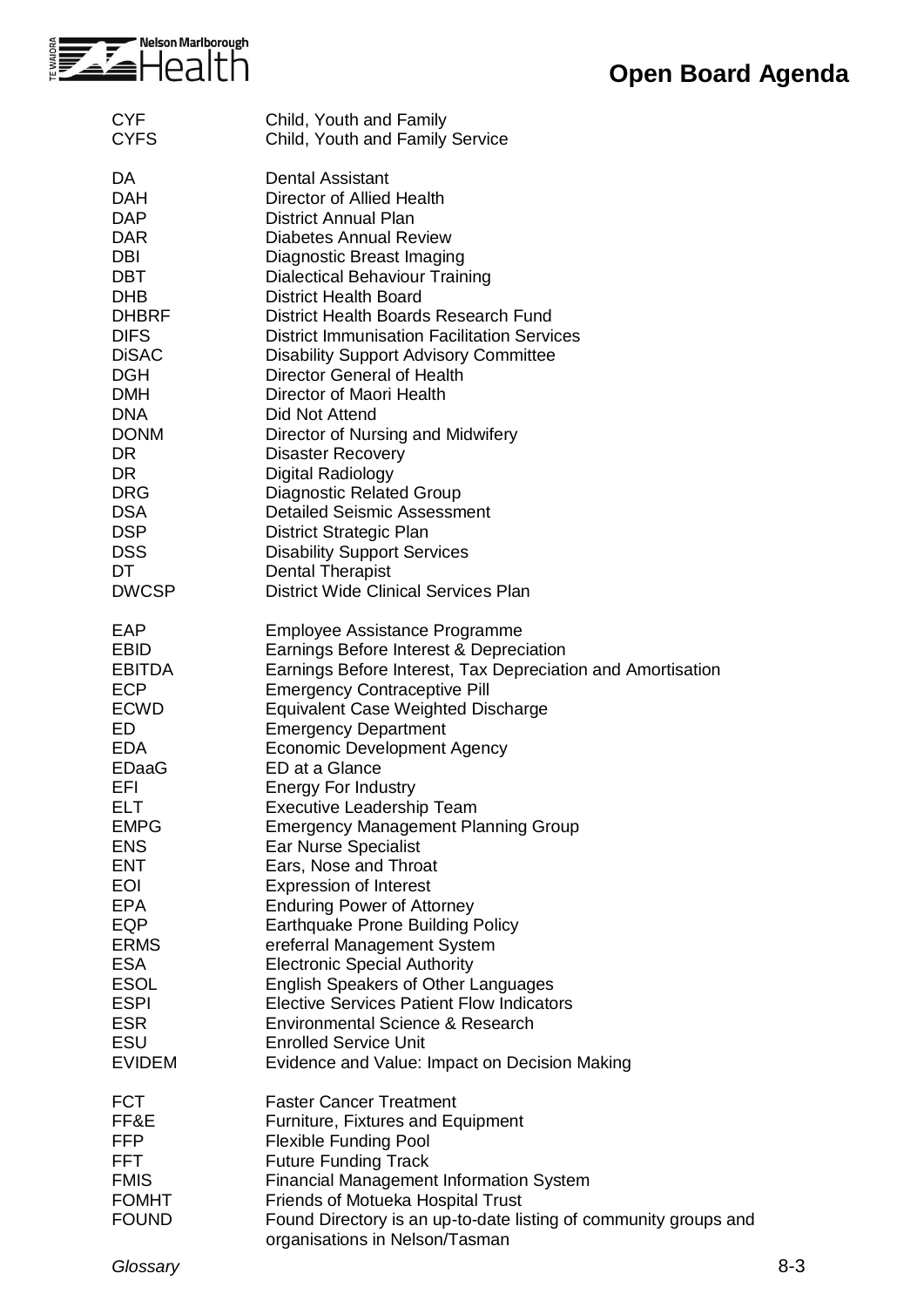| | |
|---|---|
| CYF | Child, Youth and Family |
| CYFS | Child, Youth and Family Service |
| DA | Dental Assistant |
| DAH | Director of Allied Health |
| DAP | District Annual Plan |
| DAR | Diabetes Annual Review |
| DBI | Diagnostic Breast Imaging |
| DBT | Dialectical Behaviour Training |
| DHB | District Health Board |
| DHBRF | District Health Boards Research Fund |
| DIFS | District Immunisation Facilitation Services |
| DiSAC | Disability Support Advisory Committee |
| DGH | Director General of Health |
| DMH | Director of Maori Health |
| DNA | Did Not Attend |
| DONM | Director of Nursing and Midwifery |
| DR | Disaster Recovery |
| DR | Digital Radiology |
| DRG | Diagnostic Related Group |
| DSA | Detailed Seismic Assessment |
| DSP | District Strategic Plan |
| DSS | Disability Support Services |
| DT | Dental Therapist |
| DWCSP | District Wide Clinical Services Plan |
| EAP | Employee Assistance Programme |
| EBID | Earnings Before Interest & Depreciation |
| EBITDA | Earnings Before Interest, Tax Depreciation and Amortisation |
| ECP | Emergency Contraceptive Pill |
| ECWD | Equivalent Case Weighted Discharge |
| ED | Emergency Department |
| EDA | Economic Development Agency |
| EDaaG | ED at a Glance |
| EFI | Energy For Industry |
| ELT | Executive Leadership Team |
| EMPG | Emergency Management Planning Group |
| ENS | Ear Nurse Specialist |
| ENT | Ears, Nose and Throat |
| EOI | Expression of Interest |
| EPA | Enduring Power of Attorney |
| EQP | Earthquake Prone Building Policy |
| ERMS | ereferral Management System |
| ESA | Electronic Special Authority |
| ESOL | English Speakers of Other Languages |
| ESPI | Elective Services Patient Flow Indicators |
| ESR | Environmental Science & Research |
| ESU | Enrolled Service Unit |
| EVIDEM | Evidence and Value: Impact on Decision Making |
| FCT | Faster Cancer Treatment |
| FF&E | Furniture, Fixtures and Equipment |
| FFP | Flexible Funding Pool |
| FFT | Future Funding Track |
| FMIS | Financial Management Information System |
| FOMHT | Friends of Motueka Hospital Trust |
| FOUND | Found Directory is an up-to-date listing of community groups and organisations in Nelson/Tasman |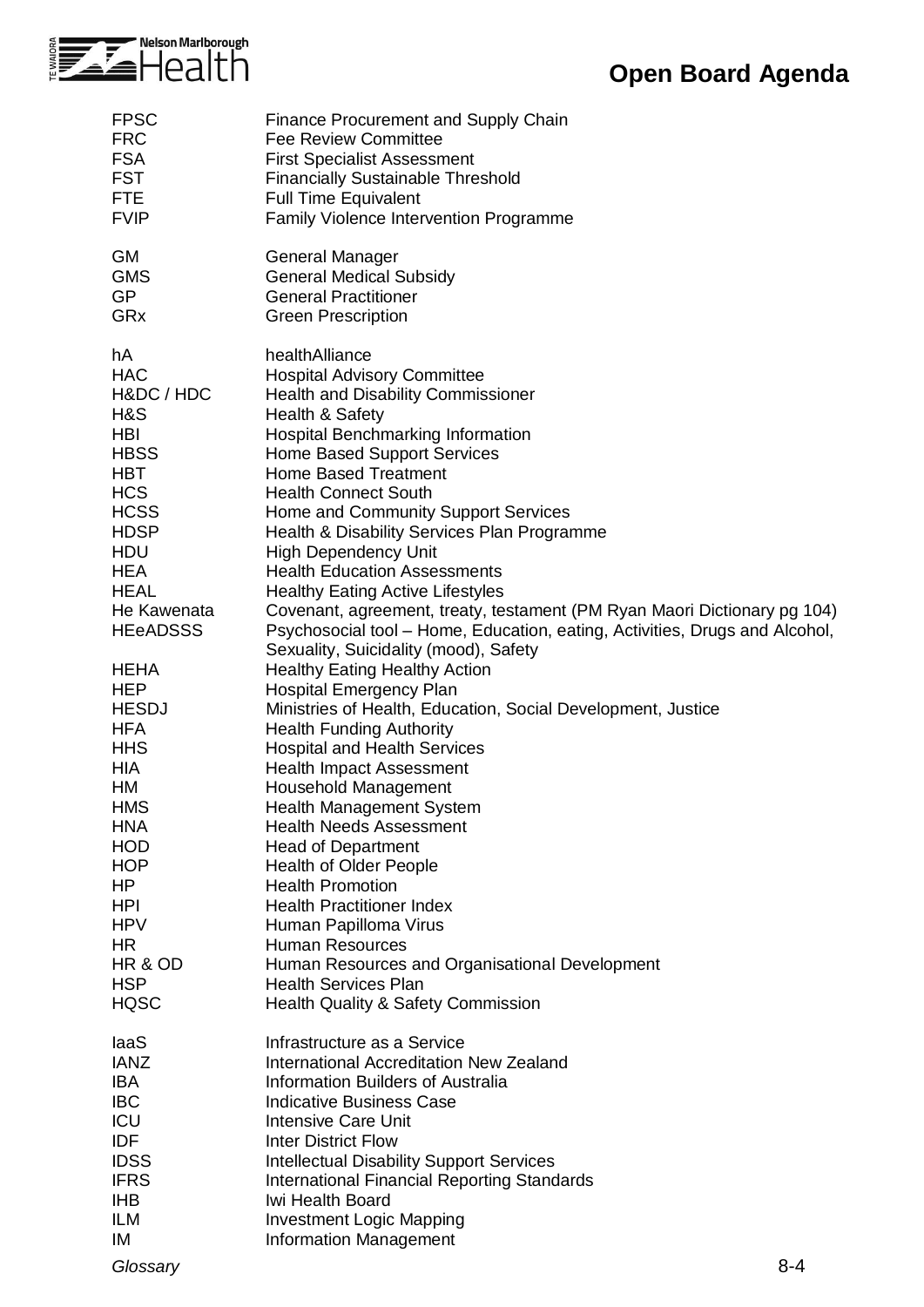| | |
|---|---|
| FPSC | Finance Procurement and Supply Chain |
| FRC | Fee Review Committee |
| FSA | First Specialist Assessment |
| FST | Financially Sustainable Threshold |
| FTE | Full Time Equivalent |
| FVIP | Family Violence Intervention Programme |
| | |
| GM | General Manager |
| GMS | General Medical Subsidy |
| GP | General Practitioner |
| GRx | Green Prescription |
| | |
| hA | healthAlliance |
| HAC | Hospital Advisory Committee |
| H&DC / HDC | Health and Disability Commissioner |
| H&S | Health & Safety |
| HBI | Hospital Benchmarking Information |
| HBSS | Home Based Support Services |
| HBT | Home Based Treatment |
| HCS | Health Connect South |
| HCSS | Home and Community Support Services |
| HDSP | Health & Disability Services Plan Programme |
| HDU | High Dependency Unit |
| HEA | Health Education Assessments |
| HEAL | Healthy Eating Active Lifestyles |
| He Kawenata | Covenant, agreement, treaty, testament (PM Ryan Maori Dictionary pg 104) |
| HEeADSSS | Psychosocial tool – Home, Education, eating, Activities, Drugs and Alcohol, Sexuality, Suicidality (mood), Safety |
| HEHA | Healthy Eating Healthy Action |
| HEP | Hospital Emergency Plan |
| HESDJ | Ministries of Health, Education, Social Development, Justice |
| HFA | Health Funding Authority |
| HHS | Hospital and Health Services |
| HIA | Health Impact Assessment |
| HM | Household Management |
| HMS | Health Management System |
| HNA | Health Needs Assessment |
| HOD | Head of Department |
| HOP | Health of Older People |
| HP | Health Promotion |
| HPI | Health Practitioner Index |
| HPV | Human Papilloma Virus |
| HR | Human Resources |
| HR & OD | Human Resources and Organisational Development |
| HSP | Health Services Plan |
| HQSC | Health Quality & Safety Commission |
| | |
| IaaS | Infrastructure as a Service |
| IANZ | International Accreditation New Zealand |
| IBA | Information Builders of Australia |
| IBC | Indicative Business Case |
| ICU | Intensive Care Unit |
| IDF | Inter District Flow |
| IDSS | Intellectual Disability Support Services |
| IFRS | International Financial Reporting Standards |
| IHB | Iwi Health Board |
| ILM | Investment Logic Mapping |
| IM | Information Management |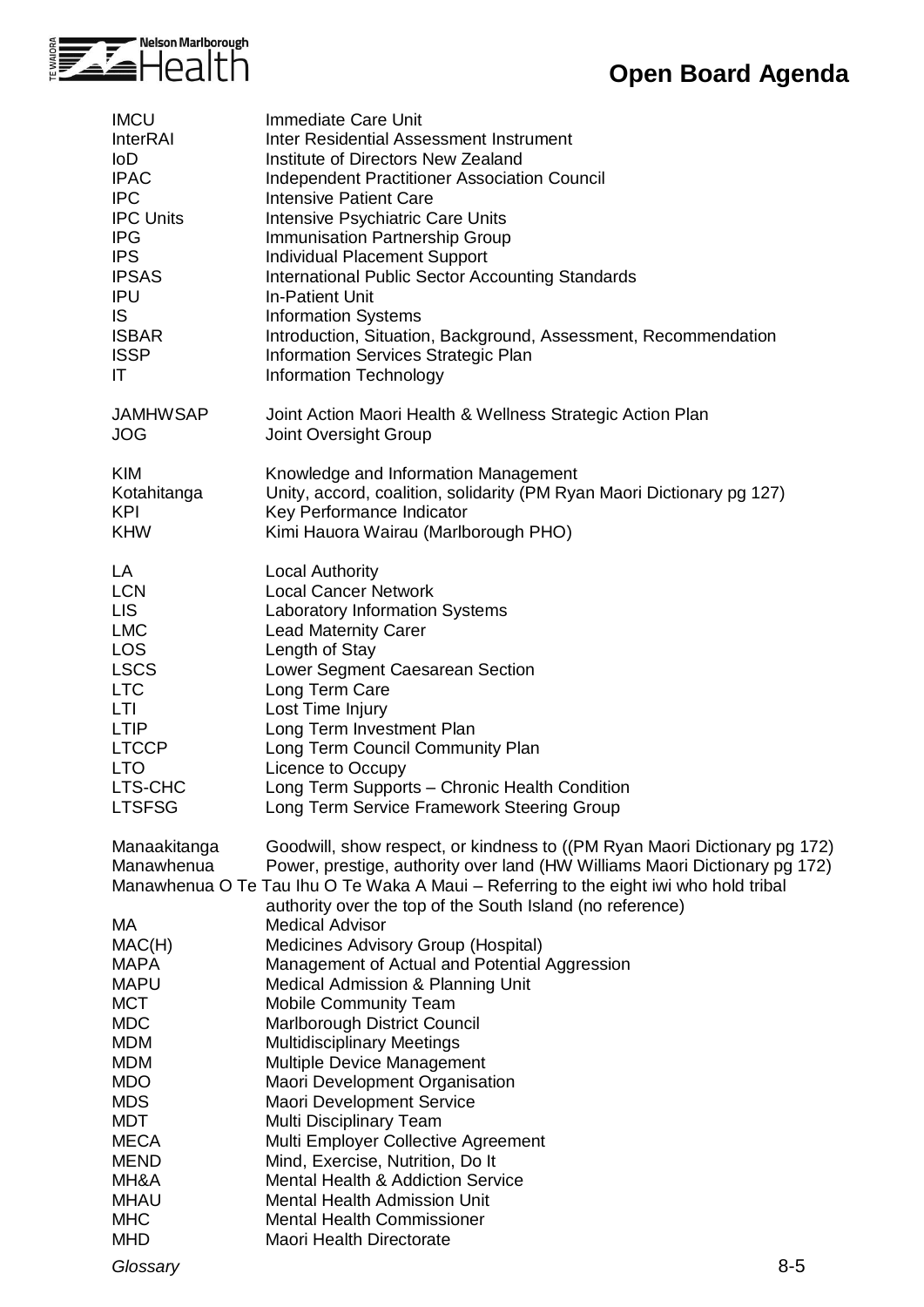| | |
|---|---|
| IMCU | Immediate Care Unit |
| InterRAI | Inter Residential Assessment Instrument |
| IoD | Institute of Directors New Zealand |
| IPAC | Independent Practitioner Association Council |
| IPC | Intensive Patient Care |
| IPC Units | Intensive Psychiatric Care Units |
| IPG | Immunisation Partnership Group |
| IPS | Individual Placement Support |
| IPSAS | International Public Sector Accounting Standards |
| IPU | In-Patient Unit |
| IS | Information Systems |
| ISBAR | Introduction, Situation, Background, Assessment, Recommendation |
| ISSP | Information Services Strategic Plan |
| IT | Information Technology |
| | |
| JAMHWSAP | Joint Action Maori Health & Wellness Strategic Action Plan |
| JOG | Joint Oversight Group |
| | |
| KIM | Knowledge and Information Management |
| Kotahitanga | Unity, accord, coalition, solidarity (PM Ryan Maori Dictionary pg 127) |
| KPI | Key Performance Indicator |
| KHW | Kimi Hauora Wairau (Marlborough PHO) |
| | |
| LA | Local Authority |
| LCN | Local Cancer Network |
| LIS | Laboratory Information Systems |
| LMC | Lead Maternity Carer |
| LOS | Length of Stay |
| LSCS | Lower Segment Caesarean Section |
| LTC | Long Term Care |
| LTI | Lost Time Injury |
| LTIP | Long Term Investment Plan |
| LTCCP | Long Term Council Community Plan |
| LTO | Licence to Occupy |
| LTS-CHC | Long Term Supports – Chronic Health Condition |
| LTSFSG | Long Term Service Framework Steering Group |
| | |
| Manaakitanga | Goodwill, show respect, or kindness to ((PM Ryan Maori Dictionary pg 172) |
| Manawhenua | Power, prestige, authority over land (HW Williams Maori Dictionary pg 172) |
| Manawhenua O Te Tau Ihu O Te Waka A Maui | Referring to the eight iwi who hold tribal authority over the top of the South Island (no reference) |
| MA | Medical Advisor |
| MAC(H) | Medicines Advisory Group (Hospital) |
| MAPA | Management of Actual and Potential Aggression |
| MAPU | Medical Admission & Planning Unit |
| MCT | Mobile Community Team |
| MDC | Marlborough District Council |
| MDM | Multidisciplinary Meetings |
| MDM | Multiple Device Management |
| MDO | Maori Development Organisation |
| MDS | Maori Development Service |
| MDT | Multi Disciplinary Team |
| MECA | Multi Employer Collective Agreement |
| MEND | Mind, Exercise, Nutrition, Do It |
| MH&A | Mental Health & Addiction Service |
| MHAU | Mental Health Admission Unit |
| MHC | Mental Health Commissioner |
| MHD | Maori Health Directorate |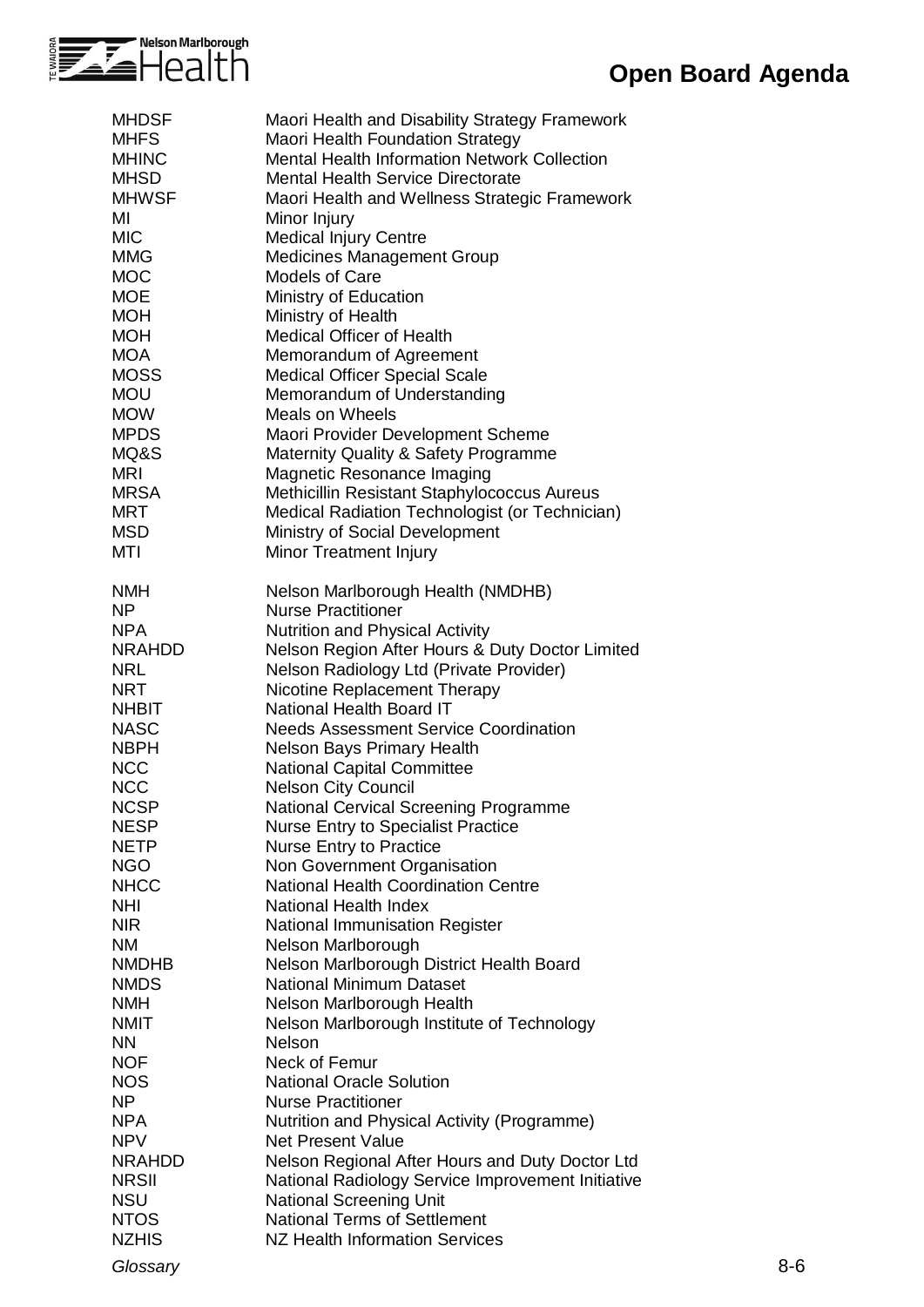| | |
|---|---|
| MHDSF | Maori Health and Disability Strategy Framework |
| MHFS | Maori Health Foundation Strategy |
| MHINC | Mental Health Information Network Collection |
| MHSD | Mental Health Service Directorate |
| MHWSF | Maori Health and Wellness Strategic Framework |
| MI | Minor Injury |
| MIC | Medical Injury Centre |
| MMG | Medicines Management Group |
| MOC | Models of Care |
| MOE | Ministry of Education |
| MOH | Ministry of Health |
| MOH | Medical Officer of Health |
| MOA | Memorandum of Agreement |
| MOSS | Medical Officer Special Scale |
| MOU | Memorandum of Understanding |
| MOW | Meals on Wheels |
| MPDS | Maori Provider Development Scheme |
| MQ&S | Maternity Quality & Safety Programme |
| MRI | Magnetic Resonance Imaging |
| MRSA | Methicillin Resistant Staphylococcus Aureus |
| MRT | Medical Radiation Technologist (or Technician) |
| MSD | Ministry of Social Development |
| MTI | Minor Treatment Injury |
| | |
| NMH | Nelson Marlborough Health (NMDHB) |
| NP | Nurse Practitioner |
| NPA | Nutrition and Physical Activity |
| NRAHDD | Nelson Region After Hours & Duty Doctor Limited |
| NRL | Nelson Radiology Ltd (Private Provider) |
| NRT | Nicotine Replacement Therapy |
| NHBIT | National Health Board IT |
| NASC | Needs Assessment Service Coordination |
| NBPH | Nelson Bays Primary Health |
| NCC | National Capital Committee |
| NCC | Nelson City Council |
| NCSP | National Cervical Screening Programme |
| NESP | Nurse Entry to Specialist Practice |
| NETP | Nurse Entry to Practice |
| NGO | Non Government Organisation |
| NHCC | National Health Coordination Centre |
| NHI | National Health Index |
| NIR | National Immunisation Register |
| NM | Nelson Marlborough |
| NMDHB | Nelson Marlborough District Health Board |
| NMDS | National Minimum Dataset |
| NMH | Nelson Marlborough Health |
| NMIT | Nelson Marlborough Institute of Technology |
| NN | Nelson |
| NOF | Neck of Femur |
| NOS | National Oracle Solution |
| NP | Nurse Practitioner |
| NPA | Nutrition and Physical Activity (Programme) |
| NPV | Net Present Value |
| NRAHDD | Nelson Regional After Hours and Duty Doctor Ltd |
| NRSII | National Radiology Service Improvement Initiative |
| NSU | National Screening Unit |
| NTOS | National Terms of Settlement |
| NZHIS | NZ Health Information Services |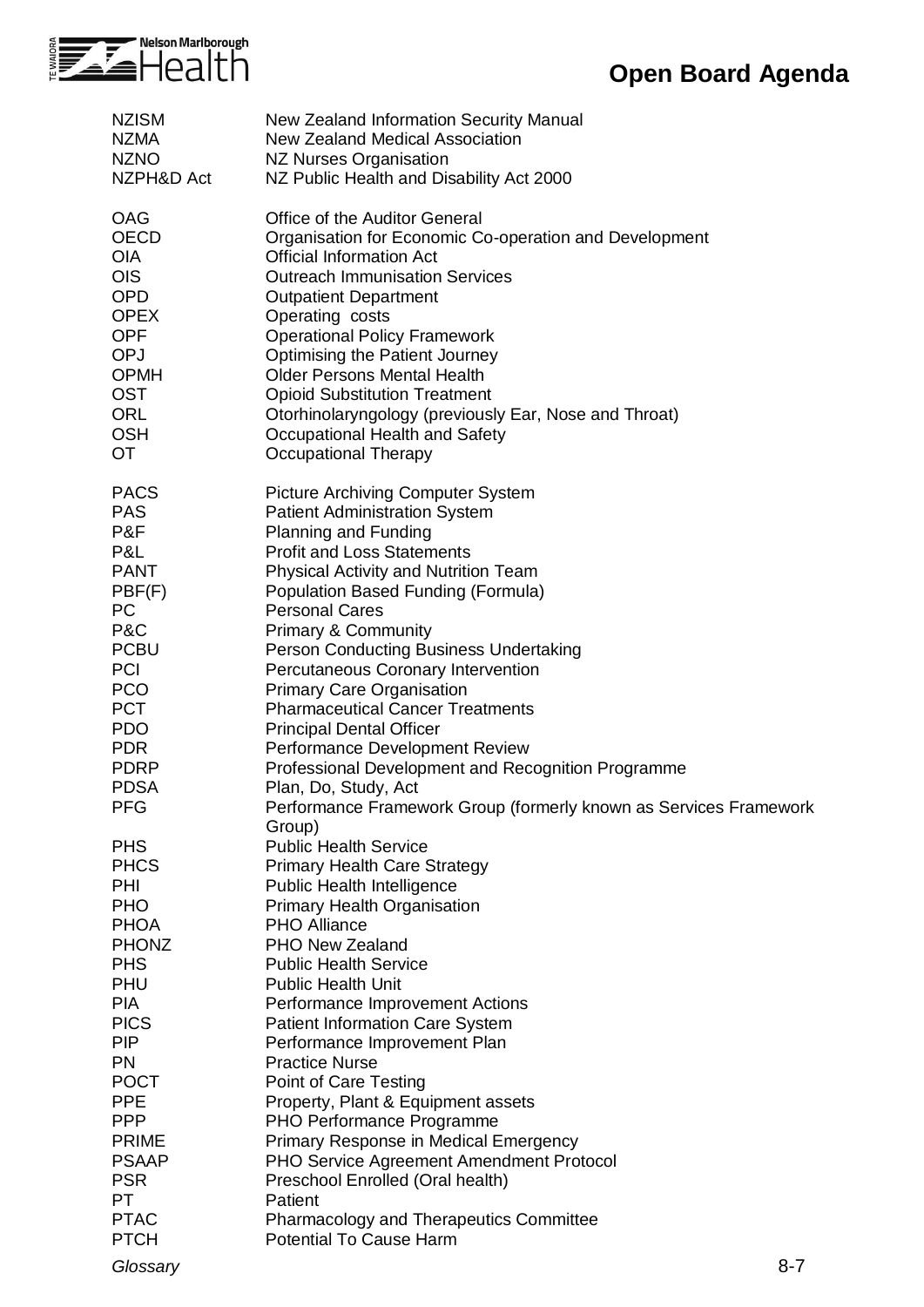| | |
|---|---|
| NZISM | New Zealand Information Security Manual |
| NZMA | New Zealand Medical Association |
| NZNO | NZ Nurses Organisation |
| NZPH&D Act | NZ Public Health and Disability Act 2000 |
| | |
| OAG | Office of the Auditor General |
| OECD | Organisation for Economic Co-operation and Development |
| OIA | Official Information Act |
| OIS | Outreach Immunisation Services |
| OPD | Outpatient Department |
| OPEX | Operating costs |
| OPF | Operational Policy Framework |
| OPJ | Optimising the Patient Journey |
| OPMH | Older Persons Mental Health |
| OST | Opioid Substitution Treatment |
| ORL | Otorhinolaryngology (previously Ear, Nose and Throat) |
| OSH | Occupational Health and Safety |
| OT | Occupational Therapy |
| | |
| PACS | Picture Archiving Computer System |
| PAS | Patient Administration System |
| P&F | Planning and Funding |
| P&L | Profit and Loss Statements |
| PANT | Physical Activity and Nutrition Team |
| PBF(F) | Population Based Funding (Formula) |
| PC | Personal Cares |
| P&C | Primary & Community |
| PCBU | Person Conducting Business Undertaking |
| PCI | Percutaneous Coronary Intervention |
| PCO | Primary Care Organisation |
| PCT | Pharmaceutical Cancer Treatments |
| PDO | Principal Dental Officer |
| PDR | Performance Development Review |
| PDRP | Professional Development and Recognition Programme |
| PDSA | Plan, Do, Study, Act |
| PFG | Performance Framework Group (formerly known as Services Framework Group) |
| PHS | Public Health Service |
| PHCS | Primary Health Care Strategy |
| PHI | Public Health Intelligence |
| PHO | Primary Health Organisation |
| PHOA | PHO Alliance |
| PHONZ | PHO New Zealand |
| PHS | Public Health Service |
| PHU | Public Health Unit |
| PIA | Performance Improvement Actions |
| PICS | Patient Information Care System |
| PIP | Performance Improvement Plan |
| PN | Practice Nurse |
| POCT | Point of Care Testing |
| PPE | Property, Plant & Equipment assets |
| PPP | PHO Performance Programme |
| PRIME | Primary Response in Medical Emergency |
| PSAAP | PHO Service Agreement Amendment Protocol |
| PSR | Preschool Enrolled (Oral health) |
| PT | Patient |
| PTAC | Pharmacology and Therapeutics Committee |
| PTCH | Potential To Cause Harm |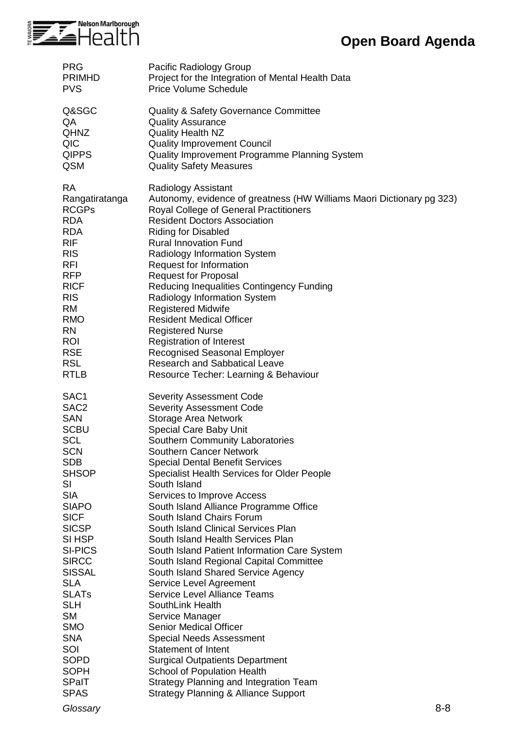| | |
|---|---|
| PRG | Pacific Radiology Group |
| PRIMHD | Project for the Integration of Mental Health Data |
| PVS | Price Volume Schedule |
| | |
| Q&SGC | Quality & Safety Governance Committee |
| QA | Quality Assurance |
| QHNZ | Quality Health NZ |
| QIC | Quality Improvement Council |
| QIPPS | Quality Improvement Programme Planning System |
| QSM | Quality Safety Measures |
| | |
| RA | Radiology Assistant |
| Rangatiratanga | Autonomy, evidence of greatness (HW Williams Maori Dictionary pg 323) |
| RCGPs | Royal College of General Practitioners |
| RDA | Resident Doctors Association |
| RDA | Riding for Disabled |
| RIF | Rural Innovation Fund |
| RIS | Radiology Information System |
| RFI | Request for Information |
| RFP | Request for Proposal |
| RICF | Reducing Inequalities Contingency Funding |
| RIS | Radiology Information System |
| RM | Registered Midwife |
| RMO | Resident Medical Officer |
| RN | Registered Nurse |
| ROI | Registration of Interest |
| RSE | Recognised Seasonal Employer |
| RSL | Research and Sabbatical Leave |
| RTLB | Resource Techer: Learning & Behaviour |
| | |
| SAC1 | Severity Assessment Code |
| SAC2 | Severity Assessment Code |
| SAN | Storage Area Network |
| SCBU | Special Care Baby Unit |
| SCL | Southern Community Laboratories |
| SCN | Southern Cancer Network |
| SDB | Special Dental Benefit Services |
| SHSOP | Specialist Health Services for Older People |
| SI | South Island |
| SIA | Services to Improve Access |
| SIAPO | South Island Alliance Programme Office |
| SICF | South Island Chairs Forum |
| SICSP | South Island Clinical Services Plan |
| SI HSP | South Island Health Services Plan |
| SI-PICS | South Island Patient Information Care System |
| SIRCC | South Island Regional Capital Committee |
| SISSAL | South Island Shared Service Agency |
| SLA | Service Level Agreement |
| SLATs | Service Level Alliance Teams |
| SLH | SouthLink Health |
| SM | Service Manager |
| SMO | Senior Medical Officer |
| SNA | Special Needs Assessment |
| SOI | Statement of Intent |
| SOPD | Surgical Outpatients Department |
| SOPH | School of Population Health |
| SPaIT | Strategy Planning and Integration Team |
| SPAS | Strategy Planning & Alliance Support |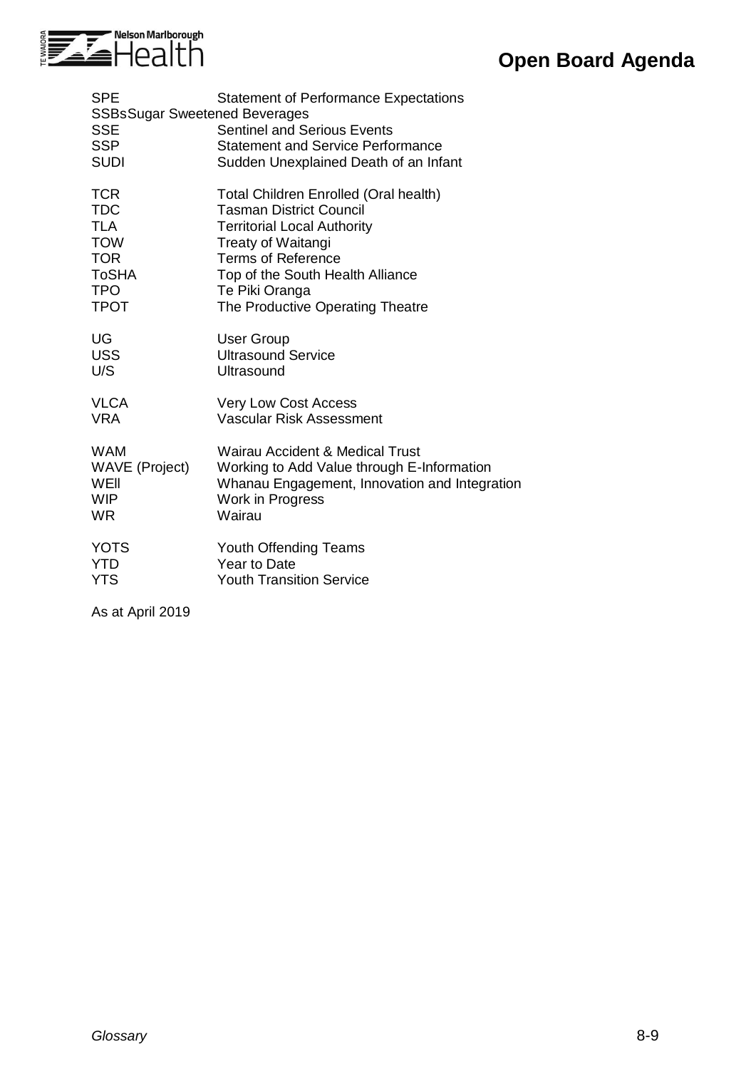| | |
|---|---|
| SPE | Statement of Performance Expectations |
| SSBs | Sugar Sweetened Beverages |
| SSE | Sentinel and Serious Events |
| SSP | Statement and Service Performance |
| SUDI | Sudden Unexplained Death of an Infant |
| | |
| TCR | Total Children Enrolled (Oral health) |
| TDC | Tasman District Council |
| TLA | Territorial Local Authority |
| TOW | Treaty of Waitangi |
| TOR | Terms of Reference |
| ToSHA | Top of the South Health Alliance |
| TPO | Te Piki Oranga |
| TPOT | The Productive Operating Theatre |
| | |
| UG | User Group |
| USS | Ultrasound Service |
| U/S | Ultrasound |
| | |
| VLCA | Very Low Cost Access |
| VRA | Vascular Risk Assessment |
| | |
| WAM | Wairau Accident & Medical Trust |
| WAVE (Project) | Working to Add Value through E-Information |
| WEll | Whanau Engagement, Innovation and Integration |
| WIP | Work in Progress |
| WR | Wairau |
| | |
| YOTS | Youth Offending Teams |
| YTD | Year to Date |
| YTS | Youth Transition Service |

As at April 2019